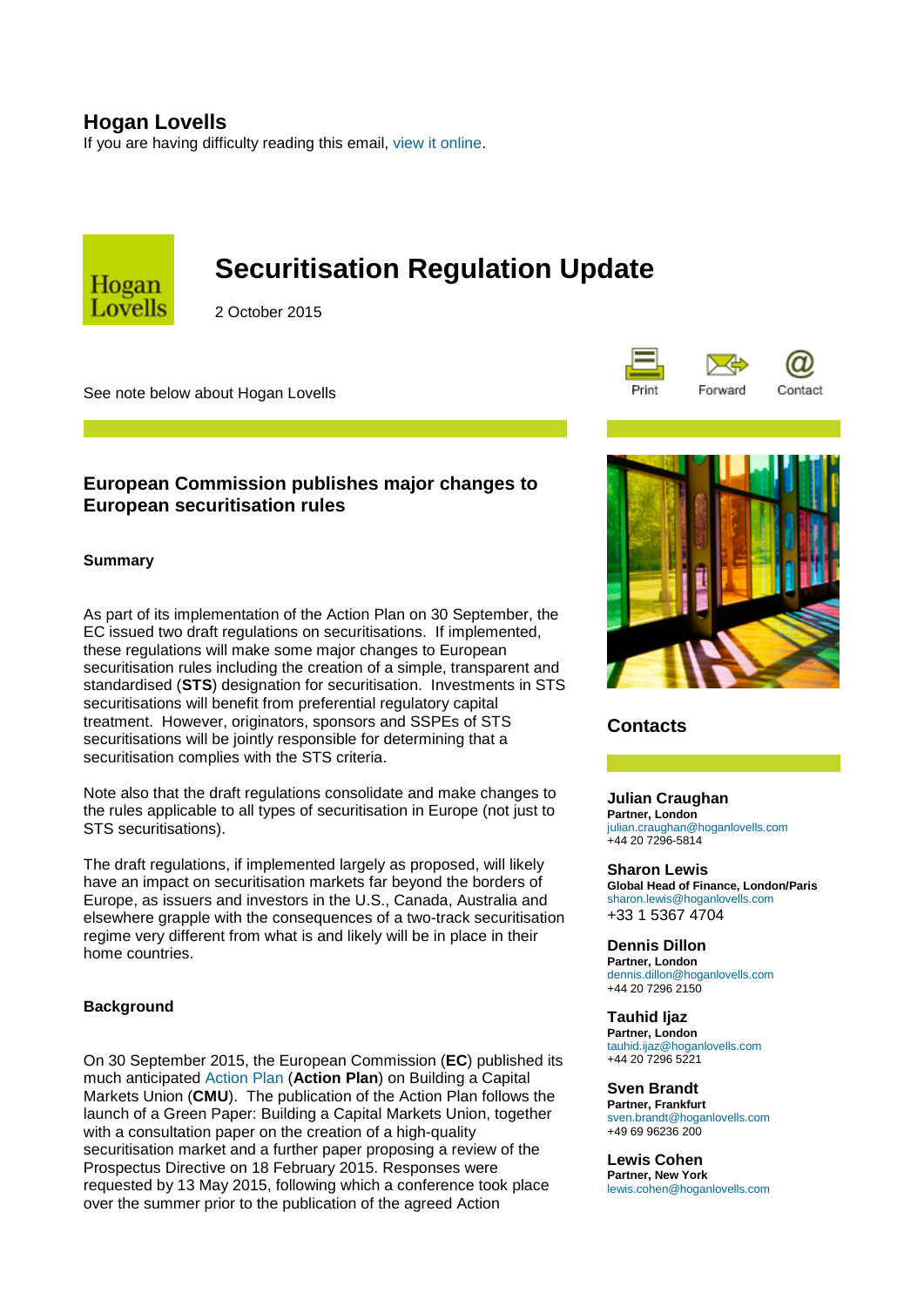**Hogan Lovells**

If you are having difficulty reading this email, view it online.

# Securitisation Regulation Update

2 October 2015

See note below about Hogan Lovells

Print Forward Contact

## European Commission publishes major changes to European securitisation rules

### Summary

As part of its implementation of the Action Plan on 30 September, the EC issued two draft regulations on securitisations. If implemented, these regulations will make some major changes to European securitisation rules including the creation of a simple, transparent and standardised (**STS**) designation for securitisation. Investments in STS securitisations will benefit from preferential regulatory capital treatment. However, originators, sponsors and SSPEs of STS securitisations will be jointly responsible for determining that a securitisation complies with the STS criteria.

Note also that the draft regulations consolidate and make changes to the rules applicable to all types of securitisation in Europe (not just to STS securitisations).

The draft regulations, if implemented largely as proposed, will likely have an impact on securitisation markets far beyond the borders of Europe, as issuers and investors in the U.S., Canada, Australia and elsewhere grapple with the consequences of a two-track securitisation regime very different from what is and likely will be in place in their home countries.

### Background

On 30 September 2015, the European Commission (**EC**) published its much anticipated Action Plan (**Action Plan**) on Building a Capital Markets Union (**CMU**). The publication of the Action Plan follows the launch of a Green Paper: Building a Capital Markets Union, together with a consultation paper on the creation of a high-quality securitisation market and a further paper proposing a review of the Prospectus Directive on 18 February 2015. Responses were requested by 13 May 2015, following which a conference took place over the summer prior to the publication of the agreed Action

## Contacts

**Julian Craughan**
**Partner, London**
julian.craughan@hoganlovells.com
+44 20 7296-5814

**Sharon Lewis**
**Global Head of Finance, London/Paris**
sharon.lewis@hoganlovells.com
+33 1 5367 4704

**Dennis Dillon**
**Partner, London**
dennis.dillon@hoganlovells.com
+44 20 7296 2150

**Tauhid Ijaz**
**Partner, London**
tauhid.ijaz@hoganlovells.com
+44 20 7296 5221

**Sven Brandt**
**Partner, Frankfurt**
sven.brandt@hoganlovells.com
+49 69 96236 200

**Lewis Cohen**
**Partner, New York**
lewis.cohen@hoganlovells.com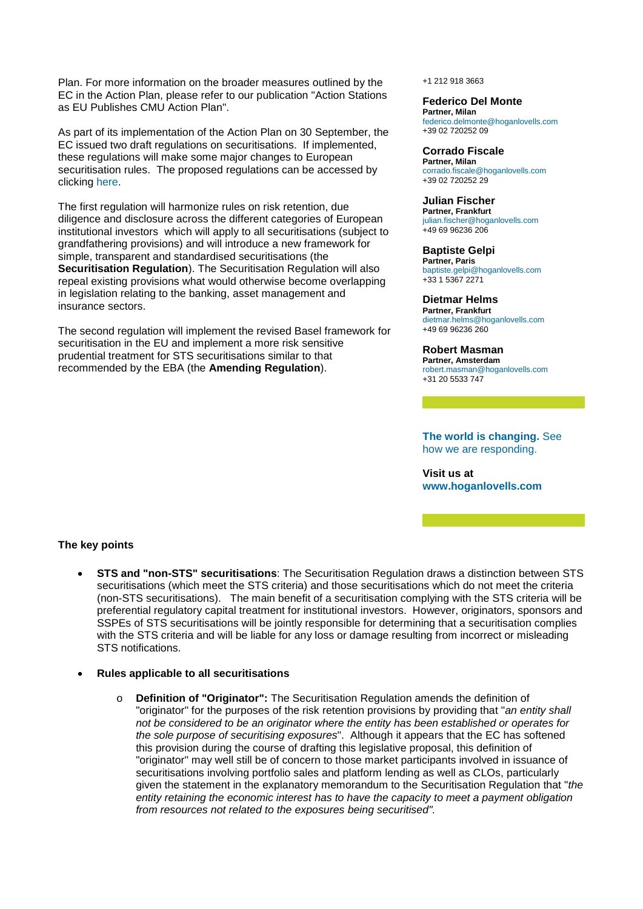Plan. For more information on the broader measures outlined by the EC in the Action Plan, please refer to our publication "Action Stations as EU Publishes CMU Action Plan".

As part of its implementation of the Action Plan on 30 September, the EC issued two draft regulations on securitisations. If implemented, these regulations will make some major changes to European securitisation rules. The proposed regulations can be accessed by clicking here.

The first regulation will harmonize rules on risk retention, due diligence and disclosure across the different categories of European institutional investors which will apply to all securitisations (subject to grandfathering provisions) and will introduce a new framework for simple, transparent and standardised securitisations (the **Securitisation Regulation**). The Securitisation Regulation will also repeal existing provisions what would otherwise become overlapping in legislation relating to the banking, asset management and insurance sectors.

The second regulation will implement the revised Basel framework for securitisation in the EU and implement a more risk sensitive prudential treatment for STS securitisations similar to that recommended by the EBA (the **Amending Regulation**).

+1 212 918 3663

**Federico Del Monte**
**Partner, Milan**
federico.delmonte@hoganlovells.com
+39 02 720252 09

**Corrado Fiscale**
**Partner, Milan**
corrado.fiscale@hoganlovells.com
+39 02 720252 29

**Julian Fischer**
**Partner, Frankfurt**
julian.fischer@hoganlovells.com
+49 69 96236 206

**Baptiste Gelpi**
**Partner, Paris**
baptiste.gelpi@hoganlovells.com
+33 1 5367 2271

**Dietmar Helms**
**Partner, Frankfurt**
dietmar.helms@hoganlovells.com
+49 69 96236 260

**Robert Masman**
**Partner, Amsterdam**
robert.masman@hoganlovells.com
+31 20 5533 747

**The world is changing.** See how we are responding.

**Visit us at**
**www.hoganlovells.com**

**The key points**

- **STS and "non-STS" securitisations**: The Securitisation Regulation draws a distinction between STS securitisations (which meet the STS criteria) and those securitisations which do not meet the criteria (non-STS securitisations). The main benefit of a securitisation complying with the STS criteria will be preferential regulatory capital treatment for institutional investors. However, originators, sponsors and SSPEs of STS securitisations will be jointly responsible for determining that a securitisation complies with the STS criteria and will be liable for any loss or damage resulting from incorrect or misleading STS notifications.

- **Rules applicable to all securitisations**

    - **Definition of "Originator":** The Securitisation Regulation amends the definition of "originator" for the purposes of the risk retention provisions by providing that "*an entity shall not be considered to be an originator where the entity has been established or operates for the sole purpose of securitising exposures*". Although it appears that the EC has softened this provision during the course of drafting this legislative proposal, this definition of "originator" may well still be of concern to those market participants involved in issuance of securitisations involving portfolio sales and platform lending as well as CLOs, particularly given the statement in the explanatory memorandum to the Securitisation Regulation that "*the entity retaining the economic interest has to have the capacity to meet a payment obligation from resources not related to the exposures being securitised".*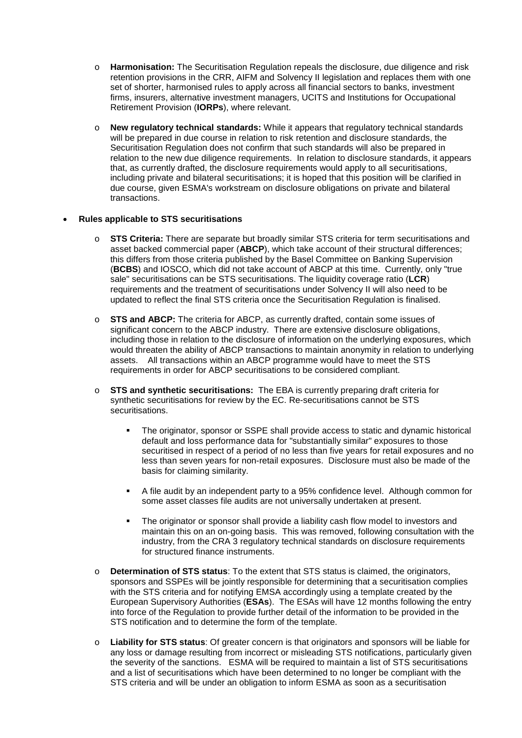- **Harmonisation:** The Securitisation Regulation repeals the disclosure, due diligence and risk retention provisions in the CRR, AIFM and Solvency II legislation and replaces them with one set of shorter, harmonised rules to apply across all financial sectors to banks, investment firms, insurers, alternative investment managers, UCITS and Institutions for Occupational Retirement Provision (**IORPs**), where relevant.

- **New regulatory technical standards:** While it appears that regulatory technical standards will be prepared in due course in relation to risk retention and disclosure standards, the Securitisation Regulation does not confirm that such standards will also be prepared in relation to the new due diligence requirements. In relation to disclosure standards, it appears that, as currently drafted, the disclosure requirements would apply to all securitisations, including private and bilateral securitisations; it is hoped that this position will be clarified in due course, given ESMA's workstream on disclosure obligations on private and bilateral transactions.

- **Rules applicable to STS securitisations**

  - **STS Criteria:** There are separate but broadly similar STS criteria for term securitisations and asset backed commercial paper (**ABCP**), which take account of their structural differences; this differs from those criteria published by the Basel Committee on Banking Supervision (**BCBS**) and IOSCO, which did not take account of ABCP at this time. Currently, only "true sale" securitisations can be STS securitisations. The liquidity coverage ratio (**LCR**) requirements and the treatment of securitisations under Solvency II will also need to be updated to reflect the final STS criteria once the Securitisation Regulation is finalised.

  - **STS and ABCP:** The criteria for ABCP, as currently drafted, contain some issues of significant concern to the ABCP industry. There are extensive disclosure obligations, including those in relation to the disclosure of information on the underlying exposures, which would threaten the ability of ABCP transactions to maintain anonymity in relation to underlying assets. All transactions within an ABCP programme would have to meet the STS requirements in order for ABCP securitisations to be considered compliant.

  - **STS and synthetic securitisations:** The EBA is currently preparing draft criteria for synthetic securitisations for review by the EC. Re-securitisations cannot be STS securitisations.

    - The originator, sponsor or SSPE shall provide access to static and dynamic historical default and loss performance data for "substantially similar" exposures to those securitised in respect of a period of no less than five years for retail exposures and no less than seven years for non-retail exposures. Disclosure must also be made of the basis for claiming similarity.

    - A file audit by an independent party to a 95% confidence level. Although common for some asset classes file audits are not universally undertaken at present.

    - The originator or sponsor shall provide a liability cash flow model to investors and maintain this on an on-going basis. This was removed, following consultation with the industry, from the CRA 3 regulatory technical standards on disclosure requirements for structured finance instruments.

  - **Determination of STS status**: To the extent that STS status is claimed, the originators, sponsors and SSPEs will be jointly responsible for determining that a securitisation complies with the STS criteria and for notifying EMSA accordingly using a template created by the European Supervisory Authorities (**ESAs**). The ESAs will have 12 months following the entry into force of the Regulation to provide further detail of the information to be provided in the STS notification and to determine the form of the template.

  - **Liability for STS status**: Of greater concern is that originators and sponsors will be liable for any loss or damage resulting from incorrect or misleading STS notifications, particularly given the severity of the sanctions. ESMA will be required to maintain a list of STS securitisations and a list of securitisations which have been determined to no longer be compliant with the STS criteria and will be under an obligation to inform ESMA as soon as a securitisation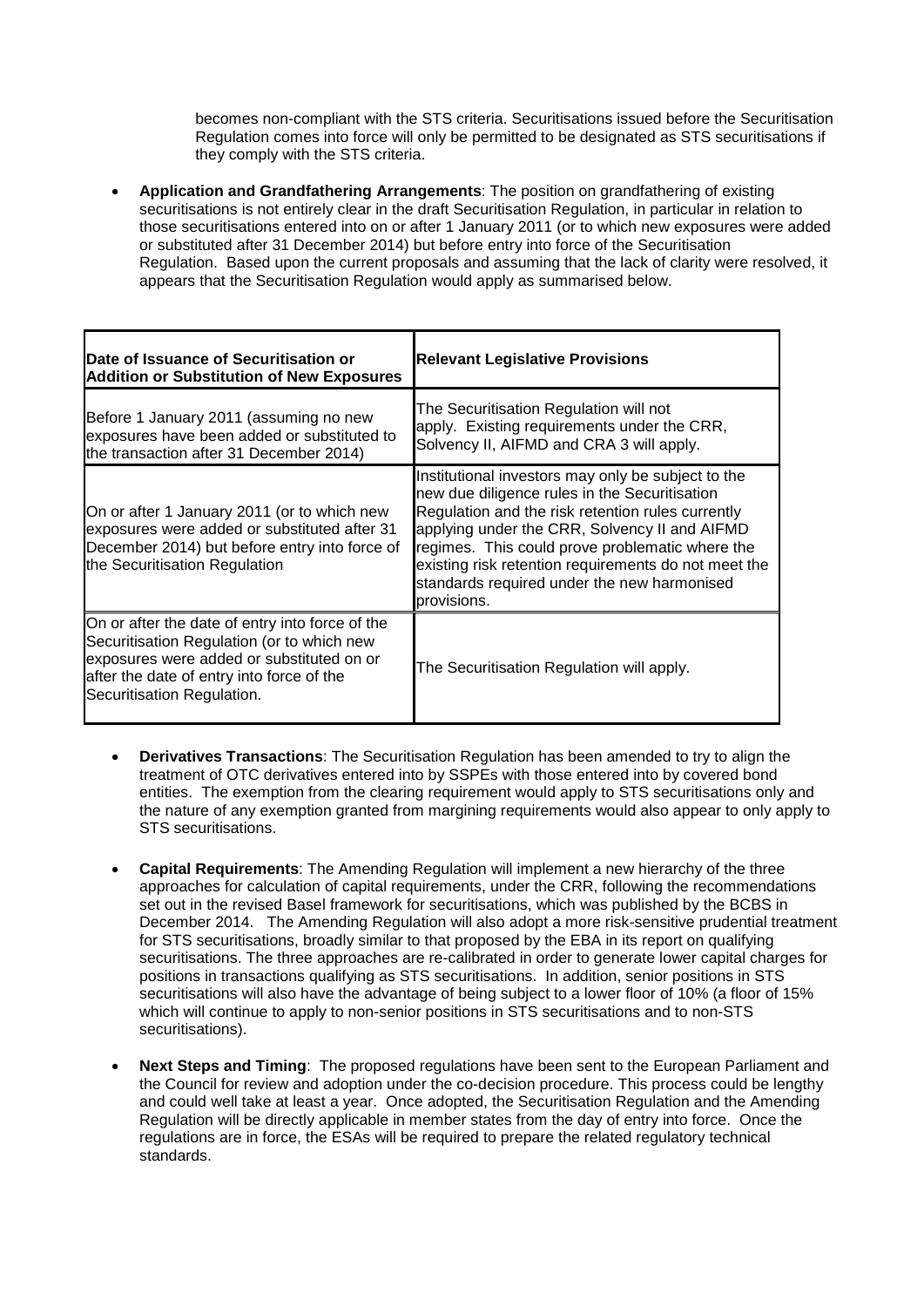becomes non-compliant with the STS criteria. Securitisations issued before the Securitisation Regulation comes into force will only be permitted to be designated as STS securitisations if they comply with the STS criteria.

- **Application and Grandfathering Arrangements**: The position on grandfathering of existing securitisations is not entirely clear in the draft Securitisation Regulation, in particular in relation to those securitisations entered into on or after 1 January 2011 (or to which new exposures were added or substituted after 31 December 2014) but before entry into force of the Securitisation Regulation. Based upon the current proposals and assuming that the lack of clarity were resolved, it appears that the Securitisation Regulation would apply as summarised below.

| Date of Issuance of Securitisation or Addition or Substitution of New Exposures | Relevant Legislative Provisions |
|---|---|
| Before 1 January 2011 (assuming no new exposures have been added or substituted to the transaction after 31 December 2014) | The Securitisation Regulation will not apply. Existing requirements under the CRR, Solvency II, AIFMD and CRA 3 will apply. |
| On or after 1 January 2011 (or to which new exposures were added or substituted after 31 December 2014) but before entry into force of the Securitisation Regulation | Institutional investors may only be subject to the new due diligence rules in the Securitisation Regulation and the risk retention rules currently applying under the CRR, Solvency II and AIFMD regimes. This could prove problematic where the existing risk retention requirements do not meet the standards required under the new harmonised provisions. |
| On or after the date of entry into force of the Securitisation Regulation (or to which new exposures were added or substituted on or after the date of entry into force of the Securitisation Regulation. | The Securitisation Regulation will apply. |

- **Derivatives Transactions**: The Securitisation Regulation has been amended to try to align the treatment of OTC derivatives entered into by SSPEs with those entered into by covered bond entities. The exemption from the clearing requirement would apply to STS securitisations only and the nature of any exemption granted from margining requirements would also appear to only apply to STS securitisations.

- **Capital Requirements**: The Amending Regulation will implement a new hierarchy of the three approaches for calculation of capital requirements, under the CRR, following the recommendations set out in the revised Basel framework for securitisations, which was published by the BCBS in December 2014. The Amending Regulation will also adopt a more risk-sensitive prudential treatment for STS securitisations, broadly similar to that proposed by the EBA in its report on qualifying securitisations. The three approaches are re-calibrated in order to generate lower capital charges for positions in transactions qualifying as STS securitisations. In addition, senior positions in STS securitisations will also have the advantage of being subject to a lower floor of 10% (a floor of 15% which will continue to apply to non-senior positions in STS securitisations and to non-STS securitisations).

- **Next Steps and Timing**: The proposed regulations have been sent to the European Parliament and the Council for review and adoption under the co-decision procedure. This process could be lengthy and could well take at least a year. Once adopted, the Securitisation Regulation and the Amending Regulation will be directly applicable in member states from the day of entry into force. Once the regulations are in force, the ESAs will be required to prepare the related regulatory technical standards.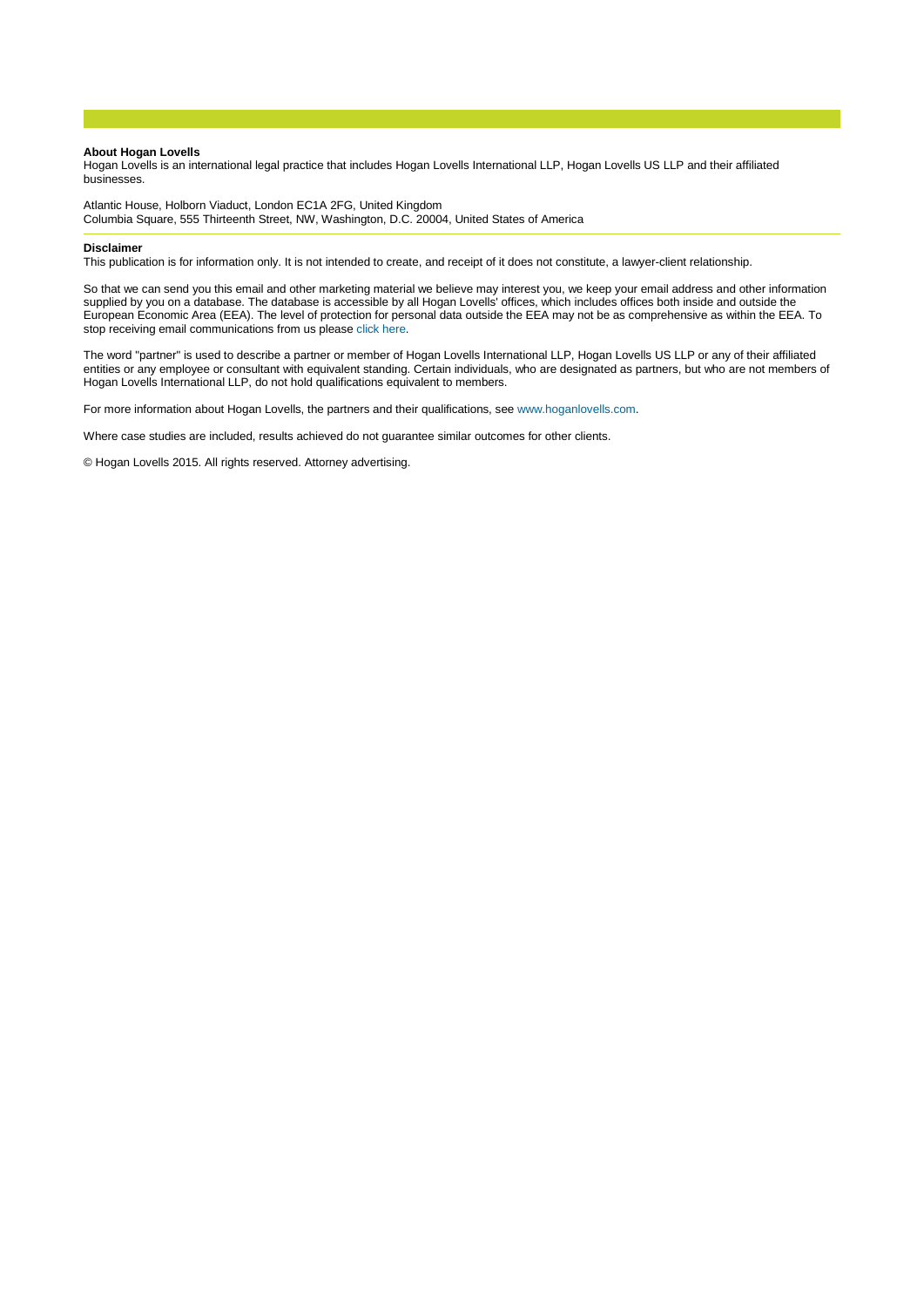**About Hogan Lovells**

Hogan Lovells is an international legal practice that includes Hogan Lovells International LLP, Hogan Lovells US LLP and their affiliated businesses.

Atlantic House, Holborn Viaduct, London EC1A 2FG, United Kingdom
Columbia Square, 555 Thirteenth Street, NW, Washington, D.C. 20004, United States of America

---

**Disclaimer**

This publication is for information only. It is not intended to create, and receipt of it does not constitute, a lawyer-client relationship.

So that we can send you this email and other marketing material we believe may interest you, we keep your email address and other information supplied by you on a database. The database is accessible by all Hogan Lovells' offices, which includes offices both inside and outside the European Economic Area (EEA). The level of protection for personal data outside the EEA may not be as comprehensive as within the EEA. To stop receiving email communications from us please click here.

The word "partner" is used to describe a partner or member of Hogan Lovells International LLP, Hogan Lovells US LLP or any of their affiliated entities or any employee or consultant with equivalent standing. Certain individuals, who are designated as partners, but who are not members of Hogan Lovells International LLP, do not hold qualifications equivalent to members.

For more information about Hogan Lovells, the partners and their qualifications, see www.hoganlovells.com.

Where case studies are included, results achieved do not guarantee similar outcomes for other clients.

© Hogan Lovells 2015. All rights reserved. Attorney advertising.